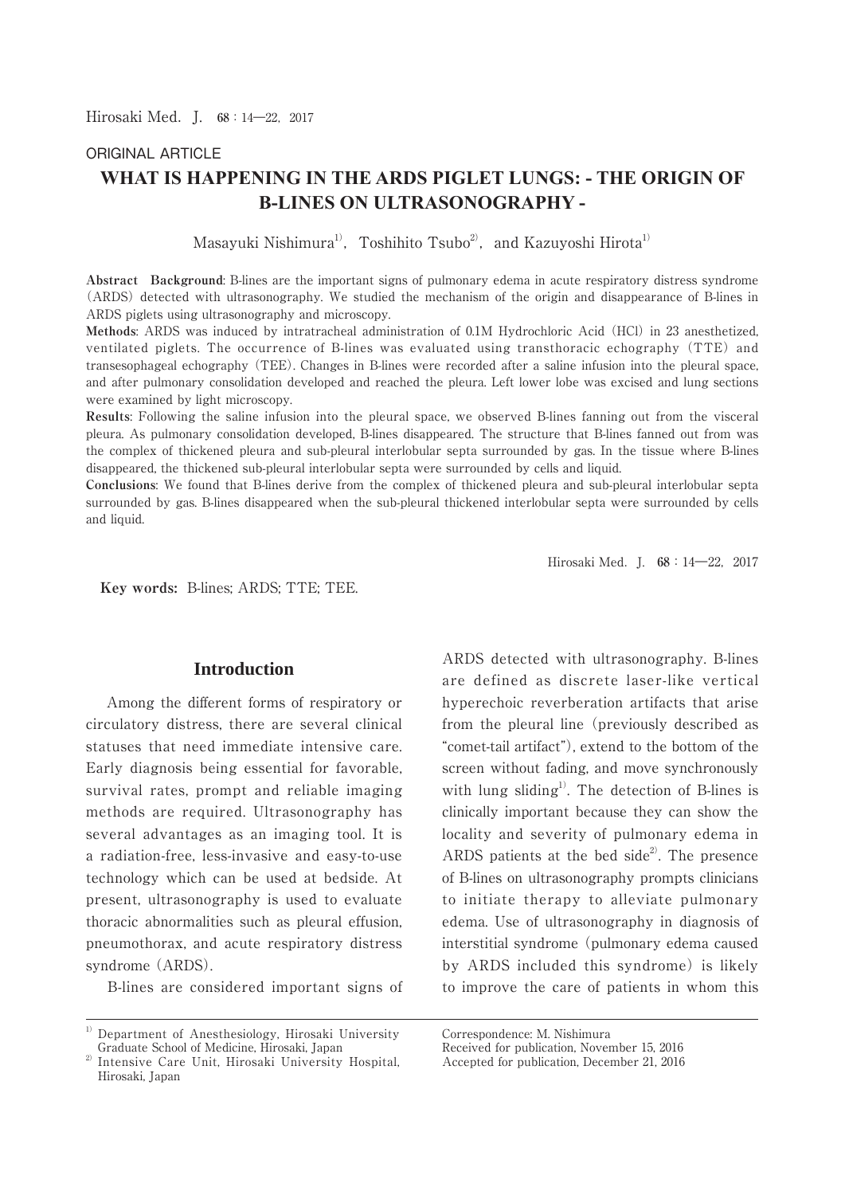ORIGINAL ARTICLE

# WHAT IS HAPPENING IN THE ARDS PIGLET LUNGS: - THE ORIGIN OF B-LINES ON ULTRASONOGRAPHY -

Masayuki Nishimura[1], Toshihito Tsubo[2], and Kazuyoshi Hirota[1]

**Abstract Background**: B-lines are the important signs of pulmonary edema in acute respiratory distress syndrome (ARDS) detected with ultrasonography. We studied the mechanism of the origin and disappearance of B-lines in ARDS piglets using ultrasonography and microscopy.

**Methods**: ARDS was induced by intratracheal administration of 0.1M Hydrochloric Acid (HCl) in 23 anesthetized, ventilated piglets. The occurrence of B-lines was evaluated using transthoracic echography (TTE) and transesophageal echography (TEE). Changes in B-lines were recorded after a saline infusion into the pleural space, and after pulmonary consolidation developed and reached the pleura. Left lower lobe was excised and lung sections were examined by light microscopy.

**Results**: Following the saline infusion into the pleural space, we observed B-lines fanning out from the visceral pleura. As pulmonary consolidation developed, B-lines disappeared. The structure that B-lines fanned out from was the complex of thickened pleura and sub-pleural interlobular septa surrounded by gas. In the tissue where B-lines disappeared, the thickened sub-pleural interlobular septa were surrounded by cells and liquid.

**Conclusions**: We found that B-lines derive from the complex of thickened pleura and sub-pleural interlobular septa surrounded by gas. B-lines disappeared when the sub-pleural thickened interlobular septa were surrounded by cells and liquid.

**Key words:** B-lines; ARDS; TTE; TEE.

## Introduction

Among the different forms of respiratory or circulatory distress, there are several clinical statuses that need immediate intensive care. Early diagnosis being essential for favorable, survival rates, prompt and reliable imaging methods are required. Ultrasonography has several advantages as an imaging tool. It is a radiation-free, less-invasive and easy-to-use technology which can be used at bedside. At present, ultrasonography is used to evaluate thoracic abnormalities such as pleural effusion, pneumothorax, and acute respiratory distress syndrome (ARDS).

B-lines are considered important signs of ARDS detected with ultrasonography. B-lines are defined as discrete laser-like vertical hyperechoic reverberation artifacts that arise from the pleural line (previously described as "comet-tail artifact"), extend to the bottom of the screen without fading, and move synchronously with lung sliding[1]. The detection of B-lines is clinically important because they can show the locality and severity of pulmonary edema in ARDS patients at the bed side[2]. The presence of B-lines on ultrasonography prompts clinicians to initiate therapy to alleviate pulmonary edema. Use of ultrasonography in diagnosis of interstitial syndrome (pulmonary edema caused by ARDS included this syndrome) is likely to improve the care of patients in whom this

---

[1] Department of Anesthesiology, Hirosaki University Graduate School of Medicine, Hirosaki, Japan

[2] Intensive Care Unit, Hirosaki University Hospital, Hirosaki, Japan

Correspondence: M. Nishimura
Received for publication, November 15, 2016
Accepted for publication, December 21, 2016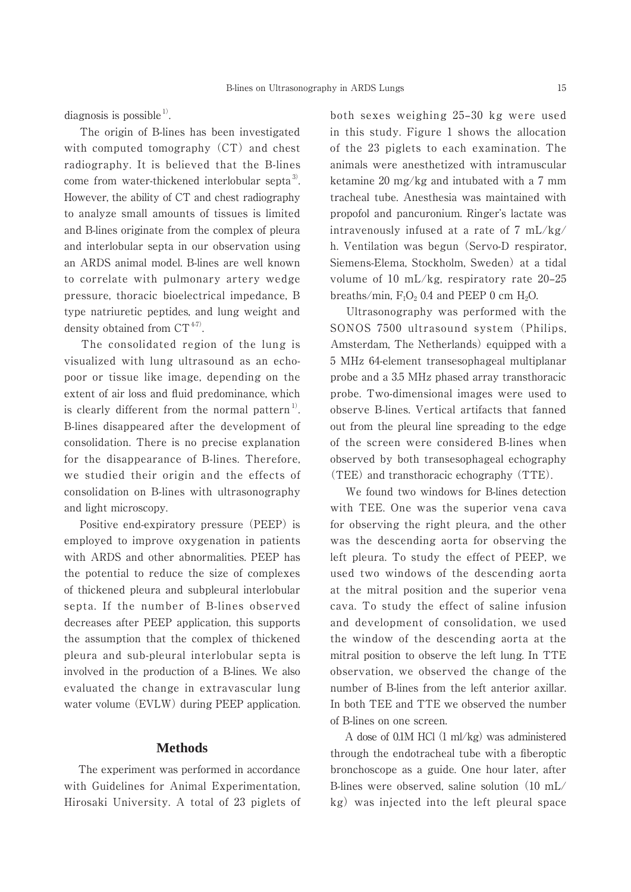diagnosis is possible[1].

The origin of B-lines has been investigated with computed tomography (CT) and chest radiography. It is believed that the B-lines come from water-thickened interlobular septa[3]. However, the ability of CT and chest radiography to analyze small amounts of tissues is limited and B-lines originate from the complex of pleura and interlobular septa in our observation using an ARDS animal model. B-lines are well known to correlate with pulmonary artery wedge pressure, thoracic bioelectrical impedance, B type natriuretic peptides, and lung weight and density obtained from CT[4-7].

The consolidated region of the lung is visualized with lung ultrasound as an echo-poor or tissue like image, depending on the extent of air loss and fluid predominance, which is clearly different from the normal pattern[1]. B-lines disappeared after the development of consolidation. There is no precise explanation for the disappearance of B-lines. Therefore, we studied their origin and the effects of consolidation on B-lines with ultrasonography and light microscopy.

Positive end-expiratory pressure (PEEP) is employed to improve oxygenation in patients with ARDS and other abnormalities. PEEP has the potential to reduce the size of complexes of thickened pleura and subpleural interlobular septa. If the number of B-lines observed decreases after PEEP application, this supports the assumption that the complex of thickened pleura and sub-pleural interlobular septa is involved in the production of a B-lines. We also evaluated the change in extravascular lung water volume (EVLW) during PEEP application.

## Methods

The experiment was performed in accordance with Guidelines for Animal Experimentation, Hirosaki University. A total of 23 piglets of both sexes weighing 25–30 kg were used in this study. Figure 1 shows the allocation of the 23 piglets to each examination. The animals were anesthetized with intramuscular ketamine 20 mg/kg and intubated with a 7 mm tracheal tube. Anesthesia was maintained with propofol and pancuronium. Ringer's lactate was intravenously infused at a rate of 7 mL/kg/h. Ventilation was begun (Servo-D respirator, Siemens-Elema, Stockholm, Sweden) at a tidal volume of 10 mL/kg, respiratory rate 20–25 breaths/min, $F_IO_2$ 0.4 and PEEP 0 cm $H_2O$.

Ultrasonography was performed with the SONOS 7500 ultrasound system (Philips, Amsterdam, The Netherlands) equipped with a 5 MHz 64-element transesophageal multiplanar probe and a 3.5 MHz phased array transthoracic probe. Two-dimensional images were used to observe B-lines. Vertical artifacts that fanned out from the pleural line spreading to the edge of the screen were considered B-lines when observed by both transesophageal echography (TEE) and transthoracic echography (TTE).

We found two windows for B-lines detection with TEE. One was the superior vena cava for observing the right pleura, and the other was the descending aorta for observing the left pleura. To study the effect of PEEP, we used two windows of the descending aorta at the mitral position and the superior vena cava. To study the effect of saline infusion and development of consolidation, we used the window of the descending aorta at the mitral position to observe the left lung. In TTE observation, we observed the change of the number of B-lines from the left anterior axillar. In both TEE and TTE we observed the number of B-lines on one screen.

A dose of 0.1M HCl (1 ml/kg) was administered through the endotracheal tube with a fiberoptic bronchoscope as a guide. One hour later, after B-lines were observed, saline solution (10 mL/kg) was injected into the left pleural space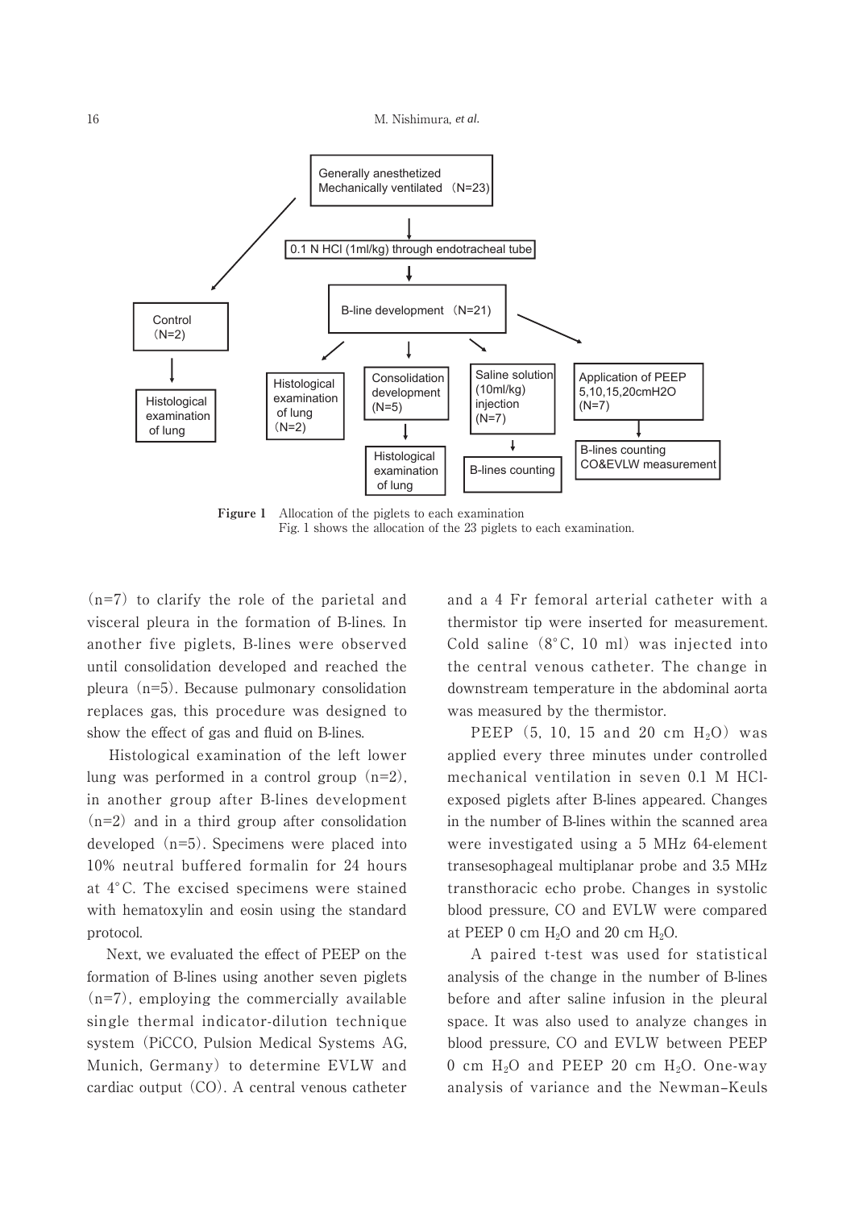Generally anesthetized
Mechanically ventilated (N=23)

0.1 N HCl (1ml/kg) through endotracheal tube

B-line development (N=21)

Control (N=2) → Histological examination of lung

Histological examination of lung (N=2)

Consolidation development (N=5) → Histological examination of lung

Saline solution (10ml/kg) injection (N=7) → B-lines counting

Application of PEEP 5,10,15,20cmH2O (N=7) → B-lines counting CO&EVLW measurement

**Figure 1** Allocation of the piglets to each examination
Fig. 1 shows the allocation of the 23 piglets to each examination.

(n=7) to clarify the role of the parietal and visceral pleura in the formation of B-lines. In another five piglets, B-lines were observed until consolidation developed and reached the pleura (n=5). Because pulmonary consolidation replaces gas, this procedure was designed to show the effect of gas and fluid on B-lines.

Histological examination of the left lower lung was performed in a control group (n=2), in another group after B-lines development (n=2) and in a third group after consolidation developed (n=5). Specimens were placed into 10% neutral buffered formalin for 24 hours at 4°C. The excised specimens were stained with hematoxylin and eosin using the standard protocol.

Next, we evaluated the effect of PEEP on the formation of B-lines using another seven piglets (n=7), employing the commercially available single thermal indicator-dilution technique system (PiCCO, Pulsion Medical Systems AG, Munich, Germany) to determine EVLW and cardiac output (CO). A central venous catheter and a 4 Fr femoral arterial catheter with a thermistor tip were inserted for measurement. Cold saline (8°C, 10 ml) was injected into the central venous catheter. The change in downstream temperature in the abdominal aorta was measured by the thermistor.

PEEP (5, 10, 15 and 20 cm $H_2O$) was applied every three minutes under controlled mechanical ventilation in seven 0.1 M HCl-exposed piglets after B-lines appeared. Changes in the number of B-lines within the scanned area were investigated using a 5 MHz 64-element transesophageal multiplanar probe and 3.5 MHz transthoracic echo probe. Changes in systolic blood pressure, CO and EVLW were compared at PEEP 0 cm $H_2O$ and 20 cm $H_2O$.

A paired t-test was used for statistical analysis of the change in the number of B-lines before and after saline infusion in the pleural space. It was also used to analyze changes in blood pressure, CO and EVLW between PEEP 0 cm $H_2O$ and PEEP 20 cm $H_2O$. One-way analysis of variance and the Newman–Keuls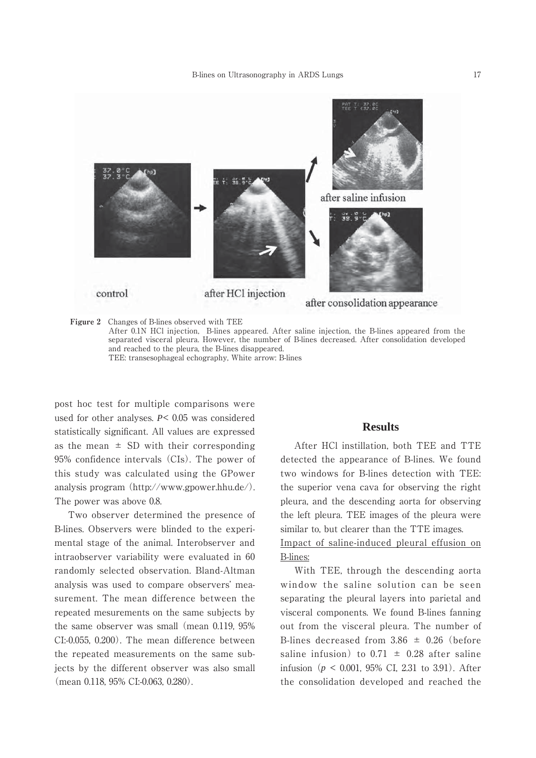**Figure 2** Changes of B-lines observed with TEE
After 0.1N HCl injection, B-lines appeared. After saline injection, the B-lines appeared from the separated visceral pleura. However, the number of B-lines decreased. After consolidation developed and reached to the pleura, the B-lines disappeared.
TEE: transesophageal echography, White arrow: B-lines

post hoc test for multiple comparisons were used for other analyses. $P < 0.05$ was considered statistically significant. All values are expressed as the mean ± SD with their corresponding 95% confidence intervals (CIs). The power of this study was calculated using the GPower analysis program (http://www.gpower.hhu.de/). The power was above 0.8.

Two observer determined the presence of B-lines. Observers were blinded to the experimental stage of the animal. Interobserver and intraobserver variability were evaluated in 60 randomly selected observation. Bland-Altman analysis was used to compare observers' measurement. The mean difference between the repeated mesurements on the same subjects by the same observer was small (mean 0.119, 95% CI:-0.055, 0.200). The mean difference between the repeated measurements on the same subjects by the different observer was also small (mean 0.118, 95% CI:-0.063, 0.280).

## Results

After HCl instillation, both TEE and TTE detected the appearance of B-lines. We found two windows for B-lines detection with TEE: the superior vena cava for observing the right pleura, and the descending aorta for observing the left pleura. TEE images of the pleura were similar to, but clearer than the TTE images.

Impact of saline-induced pleural effusion on B-lines:

With TEE, through the descending aorta window the saline solution can be seen separating the pleural layers into parietal and visceral components. We found B-lines fanning out from the visceral pleura. The number of B-lines decreased from 3.86 ± 0.26 (before saline infusion) to 0.71 ± 0.28 after saline infusion ($p < 0.001$, 95% CI, 2.31 to 3.91). After the consolidation developed and reached the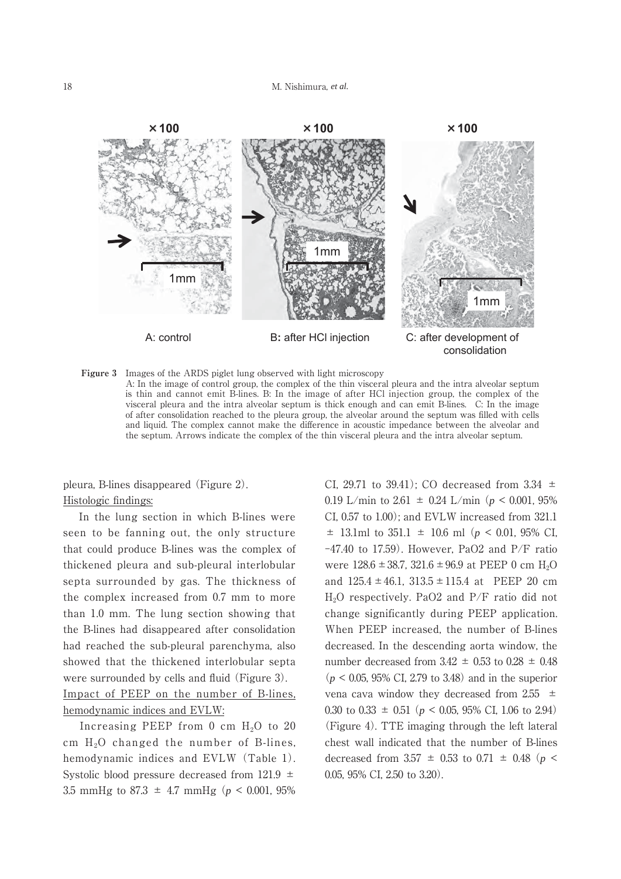**Figure 3** Images of the ARDS piglet lung observed with light microscopy
A: In the image of control group, the complex of the thin visceral pleura and the intra alveolar septum is thin and cannot emit B-lines. B: In the image of after HCl injection group, the complex of the visceral pleura and the intra alveolar septum is thick enough and can emit B-lines. C: In the image of after consolidation reached to the pleura group, the alveolar around the septum was filled with cells and liquid. The complex cannot make the difference in acoustic impedance between the alveolar and the septum. Arrows indicate the complex of the thin visceral pleura and the intra alveolar septum.

pleura, B-lines disappeared (Figure 2).

Histologic findings:

In the lung section in which B-lines were seen to be fanning out, the only structure that could produce B-lines was the complex of thickened pleura and sub-pleural interlobular septa surrounded by gas. The thickness of the complex increased from 0.7 mm to more than 1.0 mm. The lung section showing that the B-lines had disappeared after consolidation had reached the sub-pleural parenchyma, also showed that the thickened interlobular septa were surrounded by cells and fluid (Figure 3).

Impact of PEEP on the number of B-lines, hemodynamic indices and EVLW:

Increasing PEEP from 0 cm $H_2O$ to 20 cm $H_2O$ changed the number of B-lines, hemodynamic indices and EVLW (Table 1). Systolic blood pressure decreased from 121.9 ± 3.5 mmHg to 87.3 ± 4.7 mmHg ($p < 0.001$, 95% CI, 29.71 to 39.41); CO decreased from 3.34 ± 0.19 L/min to 2.61 ± 0.24 L/min ($p < 0.001$, 95% CI, 0.57 to 1.00); and EVLW increased from 321.1 ± 13.1ml to 351.1 ± 10.6 ml ($p < 0.01$, 95% CI, −47.40 to 17.59). However, PaO2 and P/F ratio were 128.6 ± 38.7, 321.6 ± 96.9 at PEEP 0 cm $H_2O$ and 125.4 ± 46.1, 313.5 ± 115.4 at PEEP 20 cm $H_2O$ respectively. PaO2 and P/F ratio did not change significantly during PEEP application. When PEEP increased, the number of B-lines decreased. In the descending aorta window, the number decreased from 3.42 ± 0.53 to 0.28 ± 0.48 ($p < 0.05$, 95% CI, 2.79 to 3.48) and in the superior vena cava window they decreased from 2.55 ± 0.30 to 0.33 ± 0.51 ($p < 0.05$, 95% CI, 1.06 to 2.94) (Figure 4). TTE imaging through the left lateral chest wall indicated that the number of B-lines decreased from 3.57 ± 0.53 to 0.71 ± 0.48 ($p < 0.05$, 95% CI, 2.50 to 3.20).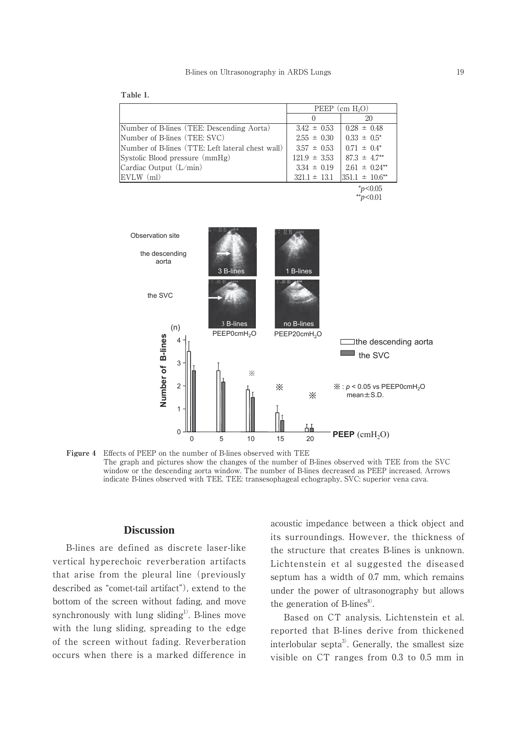**Table 1.**

| | PEEP (cm $H_2O$) | |
|---|---|---|
| | 0 | 20 |
| Number of B-lines (TEE: Descending Aorta) | 3.42 ± 0.53 | 0.28 ± 0.48 |
| Number of B-lines (TEE: SVC) | 2.55 ± 0.30 | 0.33 ± 0.5* |
| Number of B-lines (TTE: Left lateral chest wall) | 3.57 ± 0.53 | 0.71 ± 0.4* |
| Systolic Blood pressure (mmHg) | 121.9 ± 3.53 | 87.3 ± 4.7** |
| Cardiac Output (L/min) | 3.34 ± 0.19 | 2.61 ± 0.24** |
| EVLW (ml) | 321.1 ± 13.1 | 351.1 ± 10.6** |

*$p<0.05$
**$p<0.01$

**Figure 4** Effects of PEEP on the number of B-lines observed with TEE
The graph and pictures show the changes of the number of B-lines observed with TEE from the SVC window or the descending aorta window. The number of B-lines decreased as PEEP increased. Arrows indicate B-lines observed with TEE. TEE: transesophageal echography, SVC: superior vena cava.

## Discussion

B-lines are defined as discrete laser-like vertical hyperechoic reverberation artifacts that arise from the pleural line (previously described as "comet-tail artifact"), extend to the bottom of the screen without fading, and move synchronously with lung sliding[1]. B-lines move with the lung sliding, spreading to the edge of the screen without fading. Reverberation occurs when there is a marked difference in acoustic impedance between a thick object and its surroundings. However, the thickness of the structure that creates B-lines is unknown. Lichtenstein et al suggested the diseased septum has a width of 0.7 mm, which remains under the power of ultrasonography but allows the generation of B-lines[8].

Based on CT analysis, Lichtenstein et al. reported that B-lines derive from thickened interlobular septa[3]. Generally, the smallest size visible on CT ranges from 0.3 to 0.5 mm in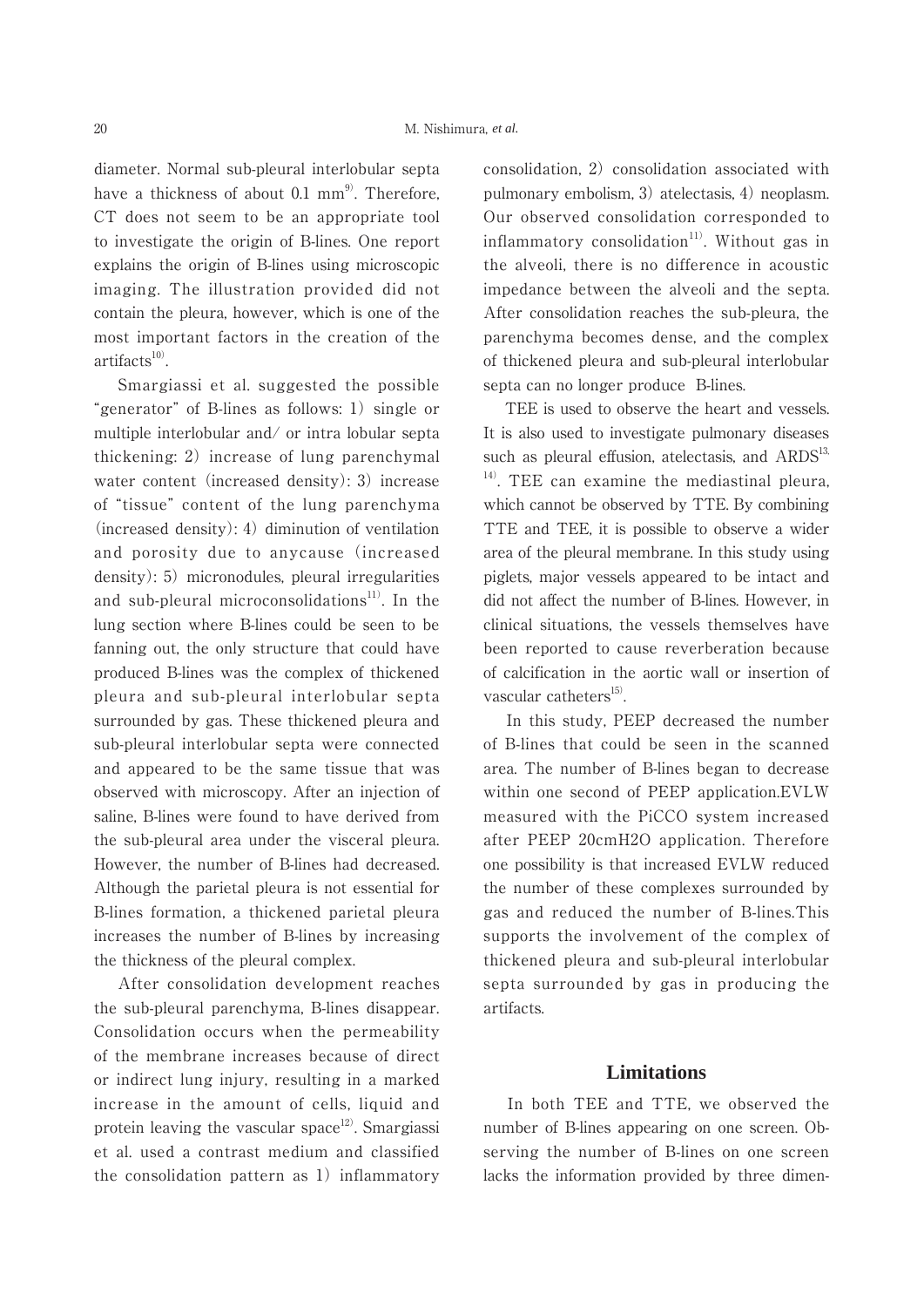diameter. Normal sub-pleural interlobular septa have a thickness of about 0.1 mm[9]. Therefore, CT does not seem to be an appropriate tool to investigate the origin of B-lines. One report explains the origin of B-lines using microscopic imaging. The illustration provided did not contain the pleura, however, which is one of the most important factors in the creation of the artifacts[10].

Smargiassi et al. suggested the possible "generator" of B-lines as follows: 1) single or multiple interlobular and/ or intra lobular septa thickening: 2) increase of lung parenchymal water content (increased density): 3) increase of "tissue" content of the lung parenchyma (increased density): 4) diminution of ventilation and porosity due to anycause (increased density): 5) micronodules, pleural irregularities and sub-pleural microconsolidations[11]. In the lung section where B-lines could be seen to be fanning out, the only structure that could have produced B-lines was the complex of thickened pleura and sub-pleural interlobular septa surrounded by gas. These thickened pleura and sub-pleural interlobular septa were connected and appeared to be the same tissue that was observed with microscopy. After an injection of saline, B-lines were found to have derived from the sub-pleural area under the visceral pleura. However, the number of B-lines had decreased. Although the parietal pleura is not essential for B-lines formation, a thickened parietal pleura increases the number of B-lines by increasing the thickness of the pleural complex.

After consolidation development reaches the sub-pleural parenchyma, B-lines disappear. Consolidation occurs when the permeability of the membrane increases because of direct or indirect lung injury, resulting in a marked increase in the amount of cells, liquid and protein leaving the vascular space[12]. Smargiassi et al. used a contrast medium and classified the consolidation pattern as 1) inflammatory consolidation, 2) consolidation associated with pulmonary embolism, 3) atelectasis, 4) neoplasm. Our observed consolidation corresponded to inflammatory consolidation[11]. Without gas in the alveoli, there is no difference in acoustic impedance between the alveoli and the septa. After consolidation reaches the sub-pleura, the parenchyma becomes dense, and the complex of thickened pleura and sub-pleural interlobular septa can no longer produce B-lines.

TEE is used to observe the heart and vessels. It is also used to investigate pulmonary diseases such as pleural effusion, atelectasis, and ARDS[13,14]. TEE can examine the mediastinal pleura, which cannot be observed by TTE. By combining TTE and TEE, it is possible to observe a wider area of the pleural membrane. In this study using piglets, major vessels appeared to be intact and did not affect the number of B-lines. However, in clinical situations, the vessels themselves have been reported to cause reverberation because of calcification in the aortic wall or insertion of vascular catheters[15].

In this study, PEEP decreased the number of B-lines that could be seen in the scanned area. The number of B-lines began to decrease within one second of PEEP application.EVLW measured with the PiCCO system increased after PEEP 20cm$H_2O$ application. Therefore one possibility is that increased EVLW reduced the number of these complexes surrounded by gas and reduced the number of B-lines.This supports the involvement of the complex of thickened pleura and sub-pleural interlobular septa surrounded by gas in producing the artifacts.

## Limitations

In both TEE and TTE, we observed the number of B-lines appearing on one screen. Observing the number of B-lines on one screen lacks the information provided by three dimen-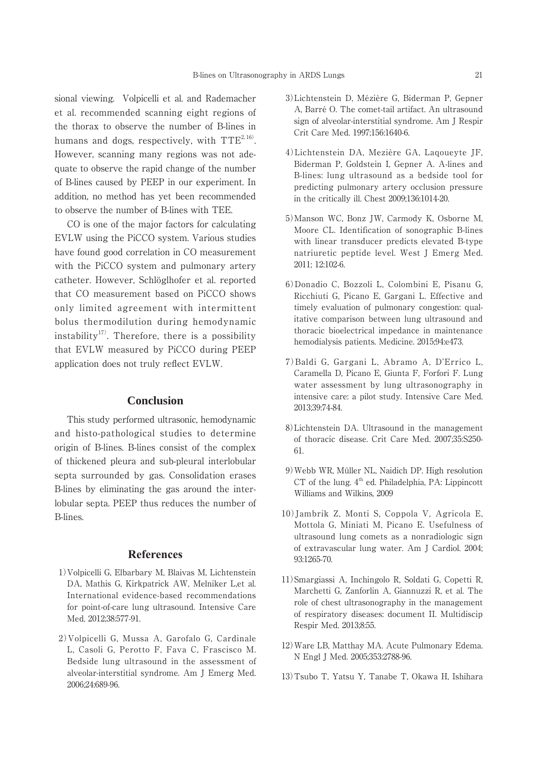sional viewing. Volpicelli et al. and Rademacher et al. recommended scanning eight regions of the thorax to observe the number of B-lines in humans and dogs, respectively, with TTE[2,16]. However, scanning many regions was not adequate to observe the rapid change of the number of B-lines caused by PEEP in our experiment. In addition, no method has yet been recommended to observe the number of B-lines with TEE.

CO is one of the major factors for calculating EVLW using the PiCCO system. Various studies have found good correlation in CO measurement with the PiCCO system and pulmonary artery catheter. However, Schlöglhofer et al. reported that CO measurement based on PiCCO shows only limited agreement with intermittent bolus thermodilution during hemodynamic instability[17]. Therefore, there is a possibility that EVLW measured by PiCCO during PEEP application does not truly reflect EVLW.

## Conclusion

This study performed ultrasonic, hemodynamic and histo-pathological studies to determine origin of B-lines. B-lines consist of the complex of thickened pleura and sub-pleural interlobular septa surrounded by gas. Consolidation erases B-lines by eliminating the gas around the interlobular septa. PEEP thus reduces the number of B-lines.

## References

1) Volpicelli G, Elbarbary M, Blaivas M, Lichtenstein DA, Mathis G, Kirkpatrick AW, Melniker L,et al. International evidence-based recommendations for point-of-care lung ultrasound. Intensive Care Med. 2012;38:577-91.

2) Volpicelli G, Mussa A, Garofalo G, Cardinale L, Casoli G, Perotto F, Fava C, Frascisco M. Bedside lung ultrasound in the assessment of alveolar-interstitial syndrome. Am J Emerg Med. 2006;24:689-96.

3) Lichtenstein D, Mézière G, Biderman P, Gepner A, Barré O. The comet-tail artifact. An ultrasound sign of alveolar-interstitial syndrome. Am J Respir Crit Care Med. 1997;156:1640-6.

4) Lichtenstein DA, Mezière GA, Laqoueyte JF, Biderman P, Goldstein I, Gepner A. A-lines and B-lines: lung ultrasound as a bedside tool for predicting pulmonary artery occlusion pressure in the critically ill. Chest 2009;136:1014-20.

5) Manson WC, Bonz JW, Carmody K, Osborne M, Moore CL. Identification of sonographic B-lines with linear transducer predicts elevated B-type natriuretic peptide level. West J Emerg Med. 2011; 12:102-6.

6) Donadio C, Bozzoli L, Colombini E, Pisanu G, Ricchiuti G, Picano E, Gargani L. Effective and timely evaluation of pulmonary congestion: qualitative comparison between lung ultrasound and thoracic bioelectrical impedance in maintenance hemodialysis patients. Medicine. 2015;94:e473.

7) Baldi G, Gargani L, Abramo A, D'Errico L, Caramella D, Picano E, Giunta F, Forfori F. Lung water assessment by lung ultrasonography in intensive care: a pilot study. Intensive Care Med. 2013;39:74-84.

8) Lichtenstein DA. Ultrasound in the management of thoracic disease. Crit Care Med. 2007;35:S250-61.

9) Webb WR, Müller NL, Naidich DP. High resolution CT of the lung. 4th ed. Philadelphia, PA: Lippincott Williams and Wilkins, 2009

10) Jambrik Z, Monti S, Coppola V, Agricola E, Mottola G, Miniati M, Picano E. Usefulness of ultrasound lung comets as a nonradiologic sign of extravascular lung water. Am J Cardiol. 2004; 93:1265-70.

11) Smargiassi A, Inchingolo R, Soldati G, Copetti R, Marchetti G, Zanforlin A, Giannuzzi R, et al. The role of chest ultrasonography in the management of respiratory diseases: document II. Multidiscip Respir Med. 2013;8:55.

12) Ware LB, Matthay MA. Acute Pulmonary Edema. N Engl J Med. 2005;353:2788-96.

13) Tsubo T, Yatsu Y, Tanabe T, Okawa H, Ishihara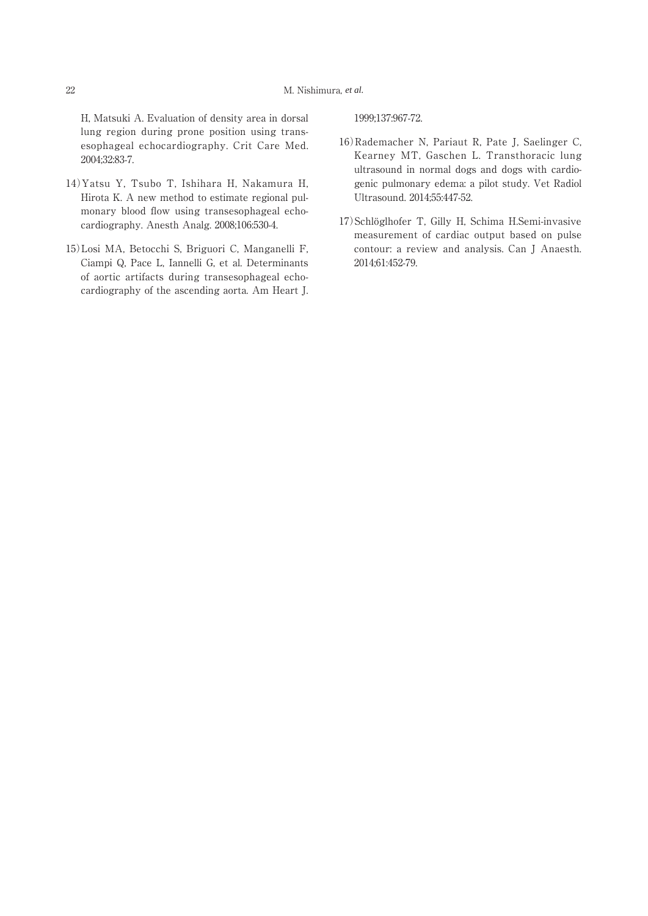H, Matsuki A. Evaluation of density area in dorsal lung region during prone position using transesophageal echocardiography. Crit Care Med. 2004;32:83-7.

14) Yatsu Y, Tsubo T, Ishihara H, Nakamura H, Hirota K. A new method to estimate regional pulmonary blood flow using transesophageal echocardiography. Anesth Analg. 2008;106:530-4.

15) Losi MA, Betocchi S, Briguori C, Manganelli F, Ciampi Q, Pace L, Iannelli G, et al. Determinants of aortic artifacts during transesophageal echocardiography of the ascending aorta. Am Heart J. 1999;137:967-72.

16) Rademacher N, Pariaut R, Pate J, Saelinger C, Kearney MT, Gaschen L. Transthoracic lung ultrasound in normal dogs and dogs with cardiogenic pulmonary edema: a pilot study. Vet Radiol Ultrasound. 2014;55:447-52.

17) Schlöglhofer T, Gilly H, Schima H.Semi-invasive measurement of cardiac output based on pulse contour: a review and analysis. Can J Anaesth. 2014;61:452-79.